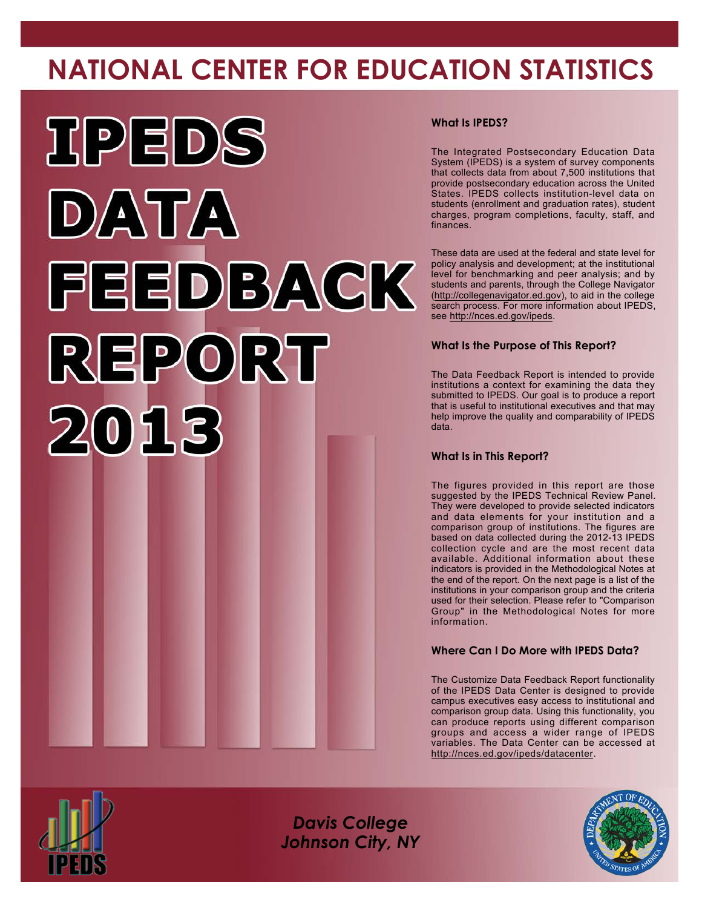# NATIONAL CENTER FOR EDUCATION STATISTICS

# IPEDS DATA FEEDBACK REPORT 2013

### What Is IPEDS?

The Integrated Postsecondary Education Data System (IPEDS) is a system of survey components that collects data from about 7,500 institutions that provide postsecondary education across the United States. IPEDS collects institution-level data on students (enrollment and graduation rates), student charges, program completions, faculty, staff, and finances.

These data are used at the federal and state level for policy analysis and development; at the institutional level for benchmarking and peer analysis; and by students and parents, through the College Navigator (http://collegenavigator.ed.gov), to aid in the college search process. For more information about IPEDS, see http://nces.ed.gov/ipeds.

### What Is the Purpose of This Report?

The Data Feedback Report is intended to provide institutions a context for examining the data they submitted to IPEDS. Our goal is to produce a report that is useful to institutional executives and that may help improve the quality and comparability of IPEDS data.

### What Is in This Report?

The figures provided in this report are those suggested by the IPEDS Technical Review Panel. They were developed to provide selected indicators and data elements for your institution and a comparison group of institutions. The figures are based on data collected during the 2012-13 IPEDS collection cycle and are the most recent data available. Additional information about these indicators is provided in the Methodological Notes at the end of the report. On the next page is a list of the institutions in your comparison group and the criteria used for their selection. Please refer to "Comparison Group" in the Methodological Notes for more information.

### Where Can I Do More with IPEDS Data?

The Customize Data Feedback Report functionality of the IPEDS Data Center is designed to provide campus executives easy access to institutional and comparison group data. Using this functionality, you can produce reports using different comparison groups and access a wider range of IPEDS variables. The Data Center can be accessed at http://nces.ed.gov/ipeds/datacenter.

*Davis College*
*Johnson City, NY*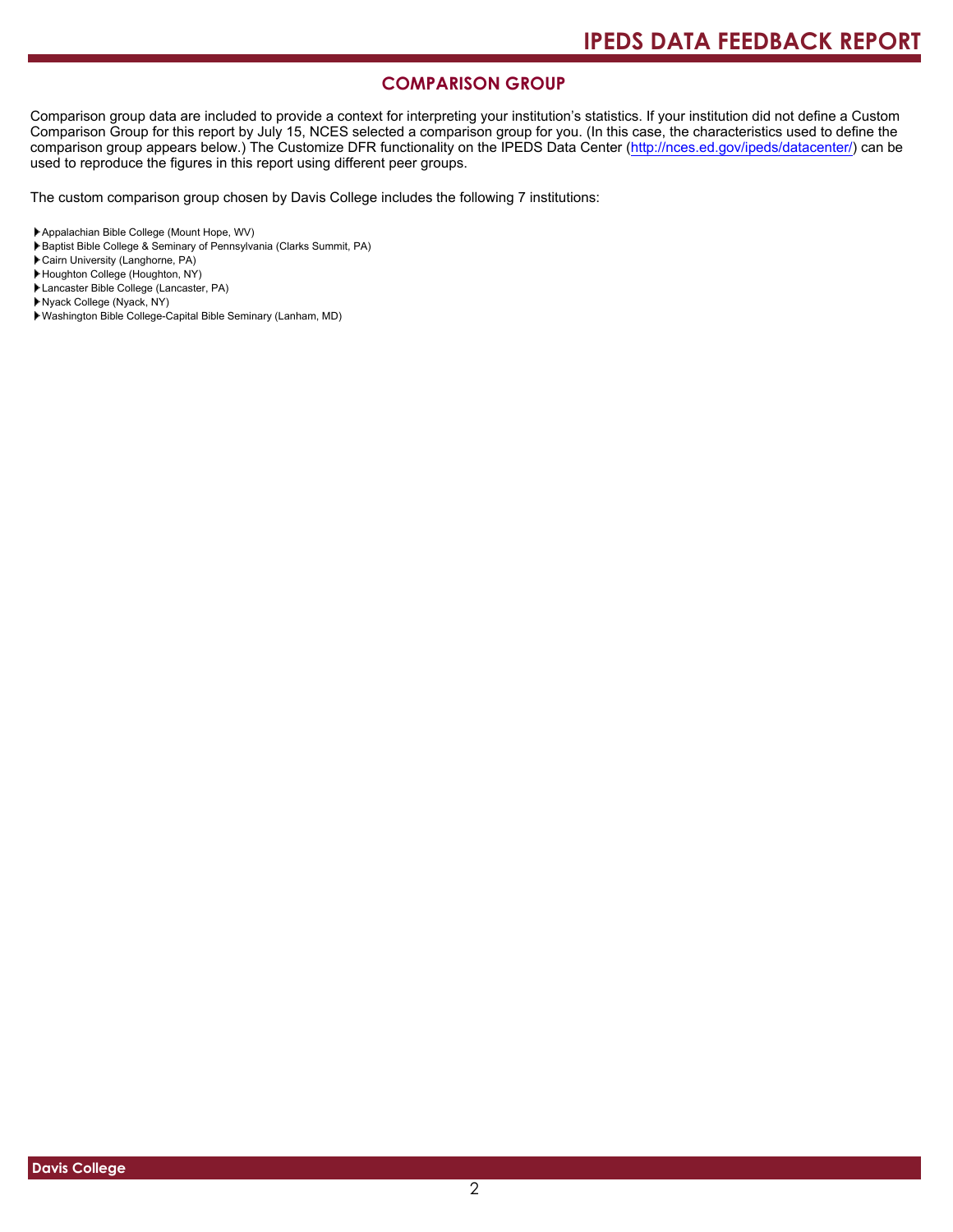## COMPARISON GROUP

Comparison group data are included to provide a context for interpreting your institution's statistics. If your institution did not define a Custom Comparison Group for this report by July 15, NCES selected a comparison group for you. (In this case, the characteristics used to define the comparison group appears below.) The Customize DFR functionality on the IPEDS Data Center (http://nces.ed.gov/ipeds/datacenter/) can be used to reproduce the figures in this report using different peer groups.

The custom comparison group chosen by Davis College includes the following 7 institutions:

- Appalachian Bible College (Mount Hope, WV)
- Baptist Bible College & Seminary of Pennsylvania (Clarks Summit, PA)
- Cairn University (Langhorne, PA)
- Houghton College (Houghton, NY)
- Lancaster Bible College (Lancaster, PA)
- Nyack College (Nyack, NY)
- Washington Bible College-Capital Bible Seminary (Lanham, MD)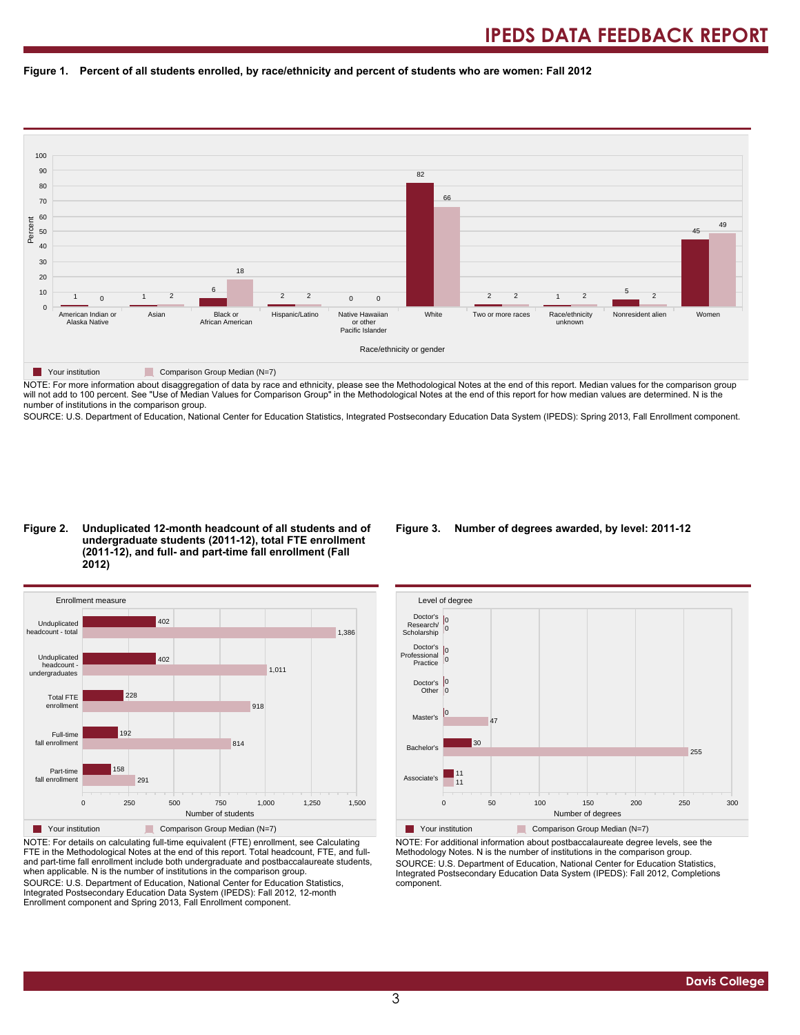## Figure 1. Percent of all students enrolled, by race/ethnicity and percent of students who are women: Fall 2012

| Race/ethnicity or gender | Your institution | Comparison Group Median (N=7) |
|---|---|---|
| American Indian or Alaska Native | 1 | 0 |
| Asian | 1 | 2 |
| Black or African American | 6 | 18 |
| Hispanic/Latino | 2 | 2 |
| Native Hawaiian or other Pacific Islander | 0 | 0 |
| White | 82 | 66 |
| Two or more races | 2 | 2 |
| Race/ethnicity unknown | 1 | 2 |
| Nonresident alien | 5 | 2 |
| Women | 45 | 49 |

NOTE: For more information about disaggregation of data by race and ethnicity, please see the Methodological Notes at the end of this report. Median values for the comparison group will not add to 100 percent. See "Use of Median Values for Comparison Group" in the Methodological Notes at the end of this report for how median values are determined. N is the number of institutions in the comparison group.

SOURCE: U.S. Department of Education, National Center for Education Statistics, Integrated Postsecondary Education Data System (IPEDS): Spring 2013, Fall Enrollment component.

## Figure 2. Unduplicated 12-month headcount of all students and of undergraduate students (2011-12), total FTE enrollment (2011-12), and full- and part-time fall enrollment (Fall 2012)

| Enrollment measure | Your institution | Comparison Group Median (N=7) |
|---|---|---|
| Unduplicated headcount - total | 402 | 1,386 |
| Unduplicated headcount - undergraduates | 402 | 1,011 |
| Total FTE enrollment | 228 | 918 |
| Full-time fall enrollment | 192 | 814 |
| Part-time fall enrollment | 158 | 291 |

NOTE: For details on calculating full-time equivalent (FTE) enrollment, see Calculating FTE in the Methodological Notes at the end of this report. Total headcount, FTE, and full- and part-time fall enrollment include both undergraduate and postbaccalaureate students, when applicable. N is the number of institutions in the comparison group.

SOURCE: U.S. Department of Education, National Center for Education Statistics, Integrated Postsecondary Education Data System (IPEDS): Fall 2012, 12-month Enrollment component and Spring 2013, Fall Enrollment component.

## Figure 3. Number of degrees awarded, by level: 2011-12

| Level of degree | Your institution | Comparison Group Median (N=7) |
|---|---|---|
| Doctor's Research/ Scholarship | 0 | 0 |
| Doctor's Professional Practice | 0 | 0 |
| Doctor's Other | 0 | 0 |
| Master's | 0 | 47 |
| Bachelor's | 30 | 255 |
| Associate's | 11 | 11 |

NOTE: For additional information about postbaccalaureate degree levels, see the Methodology Notes. N is the number of institutions in the comparison group.

SOURCE: U.S. Department of Education, National Center for Education Statistics, Integrated Postsecondary Education Data System (IPEDS): Fall 2012, Completions component.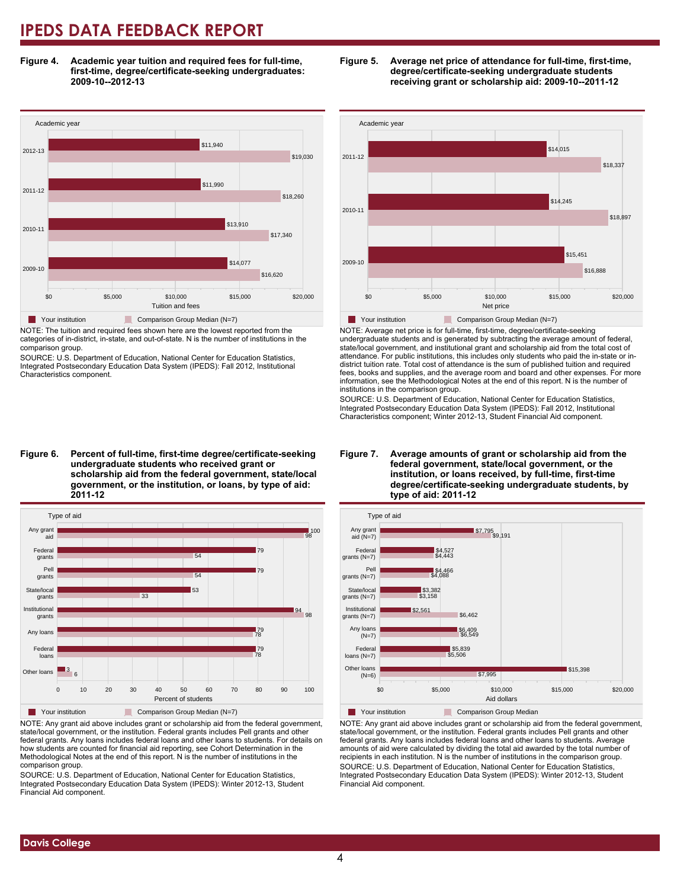**Figure 4. Academic year tuition and required fees for full-time, first-time, degree/certificate-seeking undergraduates: 2009-10--2012-13**

| Academic year | Your institution | Comparison Group Median (N=7) |
| --- | --- | --- |
| 2012-13 | $11,940 | $19,030 |
| 2011-12 | $11,990 | $18,260 |
| 2010-11 | $13,910 | $17,340 |
| 2009-10 | $14,077 | $16,620 |

NOTE: The tuition and required fees shown here are the lowest reported from the categories of in-district, in-state, and out-of-state. N is the number of institutions in the comparison group.

SOURCE: U.S. Department of Education, National Center for Education Statistics, Integrated Postsecondary Education Data System (IPEDS): Fall 2012, Institutional Characteristics component.

**Figure 5. Average net price of attendance for full-time, first-time, degree/certificate-seeking undergraduate students receiving grant or scholarship aid: 2009-10--2011-12**

| Academic year | Your institution | Comparison Group Median (N=7) |
| --- | --- | --- |
| 2011-12 | $14,015 | $18,337 |
| 2010-11 | $14,245 | $18,897 |
| 2009-10 | $15,451 | $16,888 |

NOTE: Average net price is for full-time, first-time, degree/certificate-seeking undergraduate students and is generated by subtracting the average amount of federal, state/local government, and institutional grant and scholarship aid from the total cost of attendance. For public institutions, this includes only students who paid the in-state or in-district tuition rate. Total cost of attendance is the sum of published tuition and required fees, books and supplies, and the average room and board and other expenses. For more information, see the Methodological Notes at the end of this report. N is the number of institutions in the comparison group.

SOURCE: U.S. Department of Education, National Center for Education Statistics, Integrated Postsecondary Education Data System (IPEDS): Fall 2012, Institutional Characteristics component; Winter 2012-13, Student Financial Aid component.

**Figure 6. Percent of full-time, first-time degree/certificate-seeking undergraduate students who received grant or scholarship aid from the federal government, state/local government, or the institution, or loans, by type of aid: 2011-12**

| Type of aid | Your institution | Comparison Group Median (N=7) |
| --- | --- | --- |
| Any grant aid | 100 | 98 |
| Federal grants | 79 | 54 |
| Pell grants | 79 | 54 |
| State/local grants | 53 | 33 |
| Institutional grants | 94 | 98 |
| Any loans | 79 | 78 |
| Federal loans | 79 | 78 |
| Other loans | 3 | 6 |

NOTE: Any grant aid above includes grant or scholarship aid from the federal government, state/local government, or the institution. Federal grants includes Pell grants and other federal grants. Any loans includes federal loans and other loans to students. For details on how students are counted for financial aid reporting, see Cohort Determination in the Methodological Notes at the end of this report. N is the number of institutions in the comparison group.

SOURCE: U.S. Department of Education, National Center for Education Statistics, Integrated Postsecondary Education Data System (IPEDS): Winter 2012-13, Student Financial Aid component.

**Figure 7. Average amounts of grant or scholarship aid from the federal government, state/local government, or the institution, or loans received, by full-time, first-time degree/certificate-seeking undergraduate students, by type of aid: 2011-12**

| Type of aid | Your institution | Comparison Group Median |
| --- | --- | --- |
| Any grant aid (N=7) | $7,795 | $9,191 |
| Federal grants (N=7) | $4,527 | $4,443 |
| Pell grants (N=7) | $4,466 | $4,088 |
| State/local grants (N=7) | $3,382 | $3,158 |
| Institutional grants (N=7) | $2,561 | $6,462 |
| Any loans (N=7) | $6,409 | $6,549 |
| Federal loans (N=7) | $5,839 | $5,506 |
| Other loans (N=6) | $15,398 | $7,995 |

NOTE: Any grant aid above includes grant or scholarship aid from the federal government, state/local government, or the institution. Federal grants includes Pell grants and other federal grants. Any loans includes federal loans and other loans to students. Average amounts of aid were calculated by dividing the total aid awarded by the total number of recipients in each institution. N is the number of institutions in the comparison group.

SOURCE: U.S. Department of Education, National Center for Education Statistics, Integrated Postsecondary Education Data System (IPEDS): Winter 2012-13, Student Financial Aid component.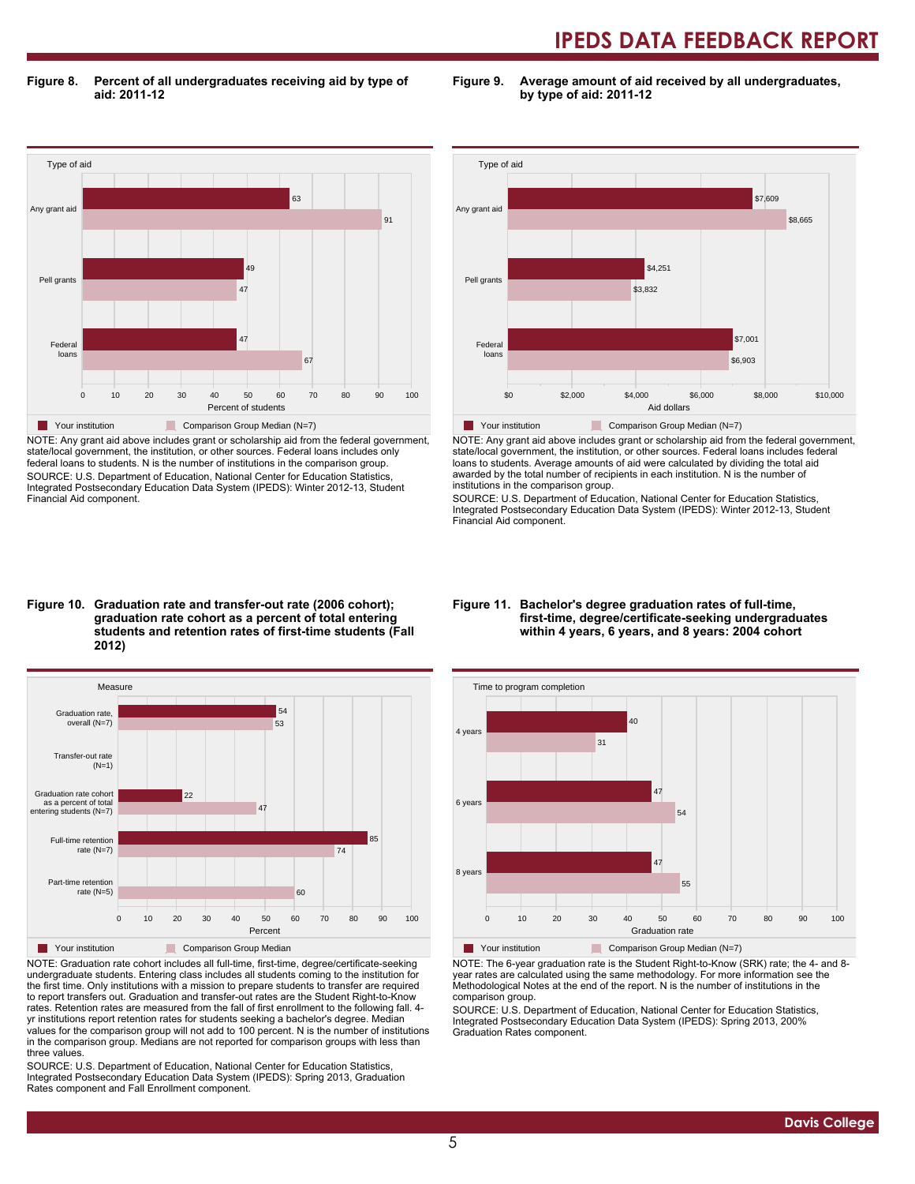**Figure 8. Percent of all undergraduates receiving aid by type of aid: 2011-12**

| Type of aid | Your institution | Comparison Group Median (N=7) |
|---|---|---|
| Any grant aid | 63 | 91 |
| Pell grants | 49 | 47 |
| Federal loans | 47 | 67 |

Percent of students

NOTE: Any grant aid above includes grant or scholarship aid from the federal government, state/local government, the institution, or other sources. Federal loans includes only federal loans to students. N is the number of institutions in the comparison group.

SOURCE: U.S. Department of Education, National Center for Education Statistics, Integrated Postsecondary Education Data System (IPEDS): Winter 2012-13, Student Financial Aid component.

**Figure 9. Average amount of aid received by all undergraduates, by type of aid: 2011-12**

| Type of aid | Your institution | Comparison Group Median (N=7) |
|---|---|---|
| Any grant aid | $7,609 | $8,665 |
| Pell grants | $4,251 | $3,832 |
| Federal loans | $7,001 | $6,903 |

Aid dollars

NOTE: Any grant aid above includes grant or scholarship aid from the federal government, state/local government, the institution, or other sources. Federal loans includes federal loans to students. Average amounts of aid were calculated by dividing the total aid awarded by the total number of recipients in each institution. N is the number of institutions in the comparison group.

SOURCE: U.S. Department of Education, National Center for Education Statistics, Integrated Postsecondary Education Data System (IPEDS): Winter 2012-13, Student Financial Aid component.

**Figure 10. Graduation rate and transfer-out rate (2006 cohort); graduation rate cohort as a percent of total entering students and retention rates of first-time students (Fall 2012)**

| Measure | Your institution | Comparison Group Median |
|---|---|---|
| Graduation rate, overall (N=7) | 54 | 53 |
| Transfer-out rate (N=1) | | |
| Graduation rate cohort as a percent of total entering students (N=7) | 22 | 47 |
| Full-time retention rate (N=7) | 85 | 74 |
| Part-time retention rate (N=5) | | 60 |

Percent

NOTE: Graduation rate cohort includes all full-time, first-time, degree/certificate-seeking undergraduate students. Entering class includes all students coming to the institution for the first time. Only institutions with a mission to prepare students to transfer are required to report transfers out. Graduation and transfer-out rates are the Student Right-to-Know rates. Retention rates are measured from the fall of first enrollment to the following fall. 4-yr institutions report retention rates for students seeking a bachelor's degree. Median values for the comparison group will not add to 100 percent. N is the number of institutions in the comparison group. Medians are not reported for comparison groups with less than three values.

SOURCE: U.S. Department of Education, National Center for Education Statistics, Integrated Postsecondary Education Data System (IPEDS): Spring 2013, Graduation Rates component and Fall Enrollment component.

**Figure 11. Bachelor's degree graduation rates of full-time, first-time, degree/certificate-seeking undergraduates within 4 years, 6 years, and 8 years: 2004 cohort**

| Time to program completion | Your institution | Comparison Group Median (N=7) |
|---|---|---|
| 4 years | 40 | 31 |
| 6 years | 47 | 54 |
| 8 years | 47 | 55 |

Graduation rate

NOTE: The 6-year graduation rate is the Student Right-to-Know (SRK) rate; the 4- and 8-year rates are calculated using the same methodology. For more information see the Methodological Notes at the end of the report. N is the number of institutions in the comparison group.

SOURCE: U.S. Department of Education, National Center for Education Statistics, Integrated Postsecondary Education Data System (IPEDS): Spring 2013, 200% Graduation Rates component.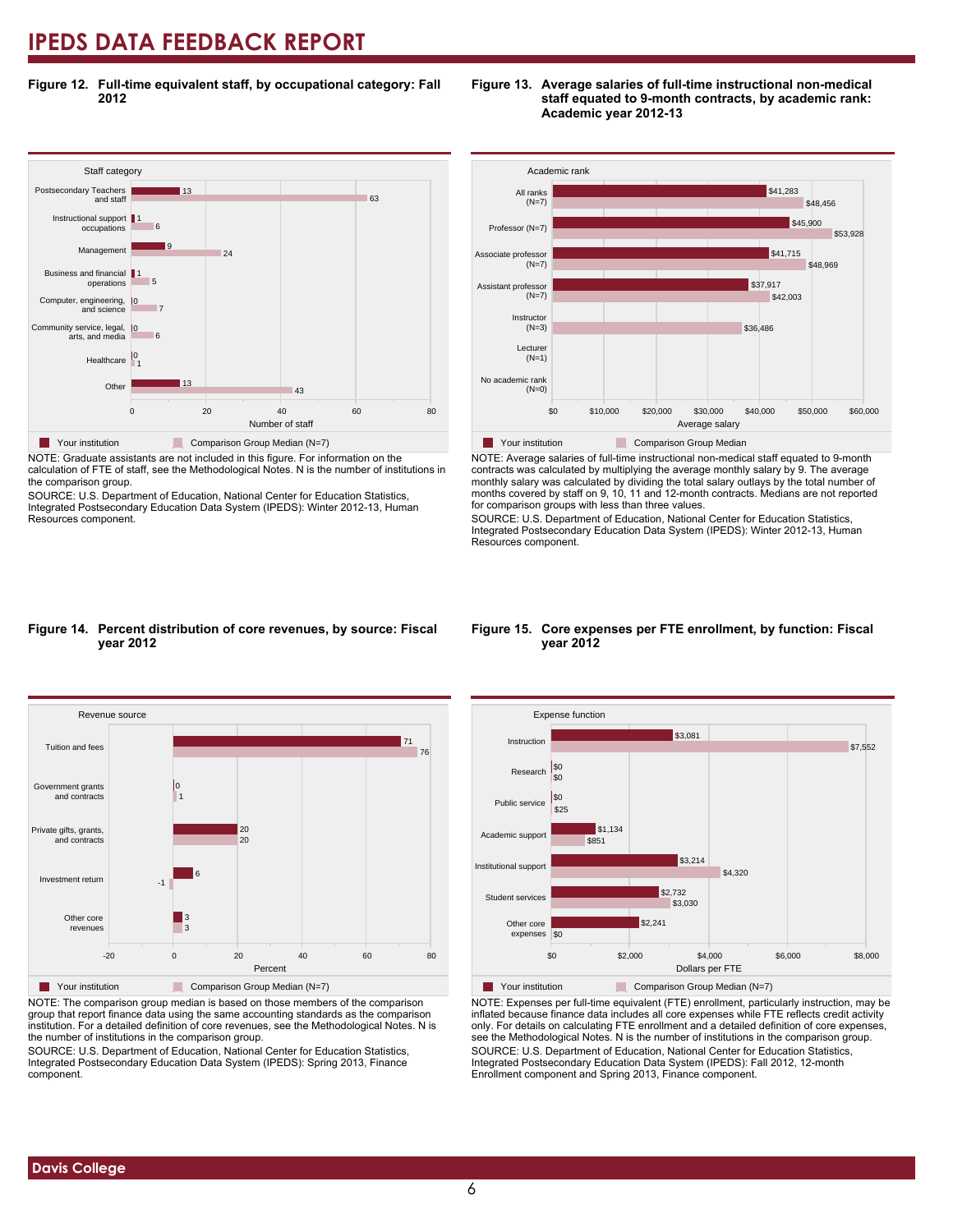# IPEDS DATA FEEDBACK REPORT

**Figure 12. Full-time equivalent staff, by occupational category: Fall 2012**

| Staff category | Your institution | Comparison Group Median (N=7) |
|---|---|---|
| Postsecondary Teachers and staff | 13 | 63 |
| Instructional support occupations | 1 | 6 |
| Management | 9 | 24 |
| Business and financial operations | 1 | 5 |
| Computer, engineering, and science | 0 | 7 |
| Community service, legal, arts, and media | 0 | 6 |
| Healthcare | 0 | 1 |
| Other | 13 | 43 |

NOTE: Graduate assistants are not included in this figure. For information on the calculation of FTE of staff, see the Methodological Notes. N is the number of institutions in the comparison group.

SOURCE: U.S. Department of Education, National Center for Education Statistics, Integrated Postsecondary Education Data System (IPEDS): Winter 2012-13, Human Resources component.

**Figure 13. Average salaries of full-time instructional non-medical staff equated to 9-month contracts, by academic rank: Academic year 2012-13**

| Academic rank | Your institution | Comparison Group Median |
|---|---|---|
| All ranks (N=7) | $41,283 | $48,456 |
| Professor (N=7) | $45,900 | $53,928 |
| Associate professor (N=7) | $41,715 | $48,969 |
| Assistant professor (N=7) | $37,917 | $42,003 |
| Instructor (N=3) | | $36,486 |
| Lecturer (N=1) | | |
| No academic rank (N=0) | | |

NOTE: Average salaries of full-time instructional non-medical staff equated to 9-month contracts was calculated by multiplying the average monthly salary by 9. The average monthly salary was calculated by dividing the total salary outlays by the total number of months covered by staff on 9, 10, 11 and 12-month contracts. Medians are not reported for comparison groups with less than three values.

SOURCE: U.S. Department of Education, National Center for Education Statistics, Integrated Postsecondary Education Data System (IPEDS): Winter 2012-13, Human Resources component.

**Figure 14. Percent distribution of core revenues, by source: Fiscal year 2012**

| Revenue source | Your institution | Comparison Group Median (N=7) |
|---|---|---|
| Tuition and fees | 71 | 76 |
| Government grants and contracts | 0 | 1 |
| Private gifts, grants, and contracts | 20 | 20 |
| Investment return | 6 | -1 |
| Other core revenues | 3 | 3 |

NOTE: The comparison group median is based on those members of the comparison group that report finance data using the same accounting standards as the comparison institution. For a detailed definition of core revenues, see the Methodological Notes. N is the number of institutions in the comparison group.

SOURCE: U.S. Department of Education, National Center for Education Statistics, Integrated Postsecondary Education Data System (IPEDS): Spring 2013, Finance component.

**Figure 15. Core expenses per FTE enrollment, by function: Fiscal year 2012**

| Expense function | Your institution | Comparison Group Median (N=7) |
|---|---|---|
| Instruction | $3,081 | $7,552 |
| Research | $0 | $0 |
| Public service | $0 | $25 |
| Academic support | $1,134 | $851 |
| Institutional support | $3,214 | $4,320 |
| Student services | $2,732 | $3,030 |
| Other core expenses | $2,241 | $0 |

NOTE: Expenses per full-time equivalent (FTE) enrollment, particularly instruction, may be inflated because finance data includes all core expenses while FTE reflects credit activity only. For details on calculating FTE enrollment and a detailed definition of core expenses, see the Methodological Notes. N is the number of institutions in the comparison group.

SOURCE: U.S. Department of Education, National Center for Education Statistics, Integrated Postsecondary Education Data System (IPEDS): Fall 2012, 12-month Enrollment component and Spring 2013, Finance component.

Davis College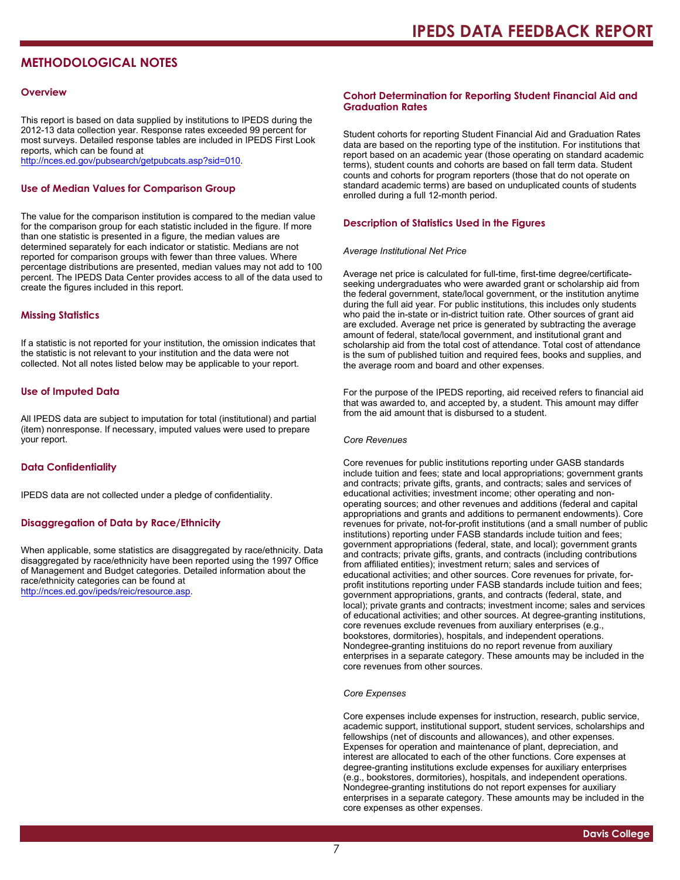# METHODOLOGICAL NOTES

## Overview

This report is based on data supplied by institutions to IPEDS during the 2012-13 data collection year. Response rates exceeded 99 percent for most surveys. Detailed response tables are included in IPEDS First Look reports, which can be found at http://nces.ed.gov/pubsearch/getpubcats.asp?sid=010.

## Use of Median Values for Comparison Group

The value for the comparison institution is compared to the median value for the comparison group for each statistic included in the figure. If more than one statistic is presented in a figure, the median values are determined separately for each indicator or statistic. Medians are not reported for comparison groups with fewer than three values. Where percentage distributions are presented, median values may not add to 100 percent. The IPEDS Data Center provides access to all of the data used to create the figures included in this report.

## Missing Statistics

If a statistic is not reported for your institution, the omission indicates that the statistic is not relevant to your institution and the data were not collected. Not all notes listed below may be applicable to your report.

## Use of Imputed Data

All IPEDS data are subject to imputation for total (institutional) and partial (item) nonresponse. If necessary, imputed values were used to prepare your report.

## Data Confidentiality

IPEDS data are not collected under a pledge of confidentiality.

## Disaggregation of Data by Race/Ethnicity

When applicable, some statistics are disaggregated by race/ethnicity. Data disaggregated by race/ethnicity have been reported using the 1997 Office of Management and Budget categories. Detailed information about the race/ethnicity categories can be found at http://nces.ed.gov/ipeds/reic/resource.asp.

## Cohort Determination for Reporting Student Financial Aid and Graduation Rates

Student cohorts for reporting Student Financial Aid and Graduation Rates data are based on the reporting type of the institution. For institutions that report based on an academic year (those operating on standard academic terms), student counts and cohorts are based on fall term data. Student counts and cohorts for program reporters (those that do not operate on standard academic terms) are based on unduplicated counts of students enrolled during a full 12-month period.

## Description of Statistics Used in the Figures

*Average Institutional Net Price*

Average net price is calculated for full-time, first-time degree/certificate-seeking undergraduates who were awarded grant or scholarship aid from the federal government, state/local government, or the institution anytime during the full aid year. For public institutions, this includes only students who paid the in-state or in-district tuition rate. Other sources of grant aid are excluded. Average net price is generated by subtracting the average amount of federal, state/local government, and institutional grant and scholarship aid from the total cost of attendance. Total cost of attendance is the sum of published tuition and required fees, books and supplies, and the average room and board and other expenses.

For the purpose of the IPEDS reporting, aid received refers to financial aid that was awarded to, and accepted by, a student. This amount may differ from the aid amount that is disbursed to a student.

*Core Revenues*

Core revenues for public institutions reporting under GASB standards include tuition and fees; state and local appropriations; government grants and contracts; private gifts, grants, and contracts; sales and services of educational activities; investment income; other operating and non-operating sources; and other revenues and additions (federal and capital appropriations and grants and additions to permanent endowments). Core revenues for private, not-for-profit institutions (and a small number of public institutions) reporting under FASB standards include tuition and fees; government appropriations (federal, state, and local); government grants and contracts; private gifts, grants, and contracts (including contributions from affiliated entities); investment return; sales and services of educational activities; and other sources. Core revenues for private, for-profit institutions reporting under FASB standards include tuition and fees; government appropriations, grants, and contracts (federal, state, and local); private grants and contracts; investment income; sales and services of educational activities; and other sources. At degree-granting institutions, core revenues exclude revenues from auxiliary enterprises (e.g., bookstores, dormitories), hospitals, and independent operations. Nondegree-granting instituions do no report revenue from auxiliary enterprises in a separate category. These amounts may be included in the core revenues from other sources.

*Core Expenses*

Core expenses include expenses for instruction, research, public service, academic support, institutional support, student services, scholarships and fellowships (net of discounts and allowances), and other expenses. Expenses for operation and maintenance of plant, depreciation, and interest are allocated to each of the other functions. Core expenses at degree-granting institutions exclude expenses for auxiliary enterprises (e.g., bookstores, dormitories), hospitals, and independent operations. Nondegree-granting institutions do not report expenses for auxiliary enterprises in a separate category. These amounts may be included in the core expenses as other expenses.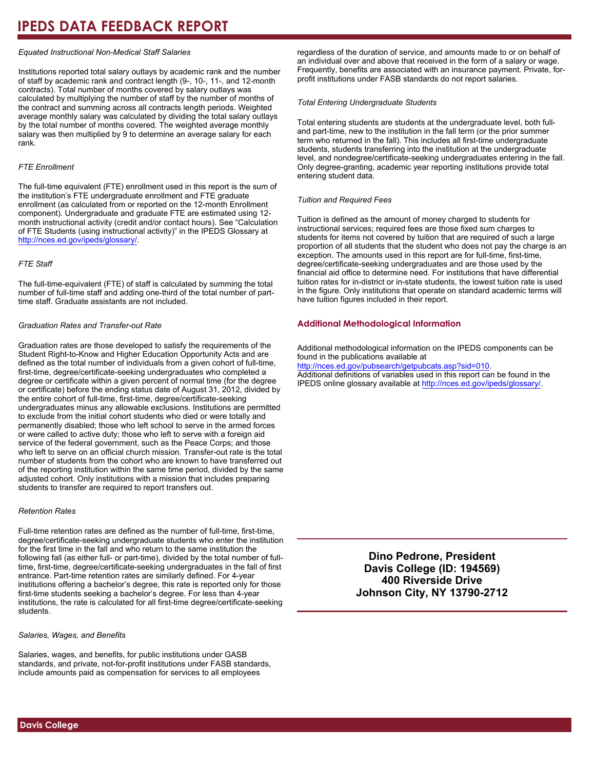*Equated Instructional Non-Medical Staff Salaries*

Institutions reported total salary outlays by academic rank and the number of staff by academic rank and contract length (9-, 10-, 11-, and 12-month contracts). Total number of months covered by salary outlays was calculated by multiplying the number of staff by the number of months of the contract and summing across all contracts length periods. Weighted average monthly salary was calculated by dividing the total salary outlays by the total number of months covered. The weighted average monthly salary was then multiplied by 9 to determine an average salary for each rank.

*FTE Enrollment*

The full-time equivalent (FTE) enrollment used in this report is the sum of the institution's FTE undergraduate enrollment and FTE graduate enrollment (as calculated from or reported on the 12-month Enrollment component). Undergraduate and graduate FTE are estimated using 12-month instructional activity (credit and/or contact hours). See "Calculation of FTE Students (using instructional activity)" in the IPEDS Glossary at http://nces.ed.gov/ipeds/glossary/.

*FTE Staff*

The full-time-equivalent (FTE) of staff is calculated by summing the total number of full-time staff and adding one-third of the total number of part-time staff. Graduate assistants are not included.

*Graduation Rates and Transfer-out Rate*

Graduation rates are those developed to satisfy the requirements of the Student Right-to-Know and Higher Education Opportunity Acts and are defined as the total number of individuals from a given cohort of full-time, first-time, degree/certificate-seeking undergraduates who completed a degree or certificate within a given percent of normal time (for the degree or certificate) before the ending status date of August 31, 2012, divided by the entire cohort of full-time, first-time, degree/certificate-seeking undergraduates minus any allowable exclusions. Institutions are permitted to exclude from the initial cohort students who died or were totally and permanently disabled; those who left school to serve in the armed forces or were called to active duty; those who left to serve with a foreign aid service of the federal government, such as the Peace Corps; and those who left to serve on an official church mission. Transfer-out rate is the total number of students from the cohort who are known to have transferred out of the reporting institution within the same time period, divided by the same adjusted cohort. Only institutions with a mission that includes preparing students to transfer are required to report transfers out.

*Retention Rates*

Full-time retention rates are defined as the number of full-time, first-time, degree/certificate-seeking undergraduate students who enter the institution for the first time in the fall and who return to the same institution the following fall (as either full- or part-time), divided by the total number of full-time, first-time, degree/certificate-seeking undergraduates in the fall of first entrance. Part-time retention rates are similarly defined. For 4-year institutions offering a bachelor's degree, this rate is reported only for those first-time students seeking a bachelor's degree. For less than 4-year institutions, the rate is calculated for all first-time degree/certificate-seeking students.

*Salaries, Wages, and Benefits*

Salaries, wages, and benefits, for public institutions under GASB standards, and private, not-for-profit institutions under FASB standards, include amounts paid as compensation for services to all employees regardless of the duration of service, and amounts made to or on behalf of an individual over and above that received in the form of a salary or wage. Frequently, benefits are associated with an insurance payment. Private, for-profit institutions under FASB standards do not report salaries.

*Total Entering Undergraduate Students*

Total entering students are students at the undergraduate level, both full- and part-time, new to the institution in the fall term (or the prior summer term who returned in the fall). This includes all first-time undergraduate students, students transferring into the institution at the undergraduate level, and nondegree/certificate-seeking undergraduates entering in the fall. Only degree-granting, academic year reporting institutions provide total entering student data.

*Tuition and Required Fees*

Tuition is defined as the amount of money charged to students for instructional services; required fees are those fixed sum charges to students for items not covered by tuition that are required of such a large proportion of all students that the student who does not pay the charge is an exception. The amounts used in this report are for full-time, first-time, degree/certificate-seeking undergraduates and are those used by the financial aid office to determine need. For institutions that have differential tuition rates for in-district or in-state students, the lowest tuition rate is used in the figure. Only institutions that operate on standard academic terms will have tuition figures included in their report.

## Additional Methodological Information

Additional methodological information on the IPEDS components can be found in the publications available at http://nces.ed.gov/pubsearch/getpubcats.asp?sid=010.
Additional definitions of variables used in this report can be found in the IPEDS online glossary available at http://nces.ed.gov/ipeds/glossary/.

**Dino Pedrone, President**
**Davis College (ID: 194569)**
**400 Riverside Drive**
**Johnson City, NY 13790-2712**